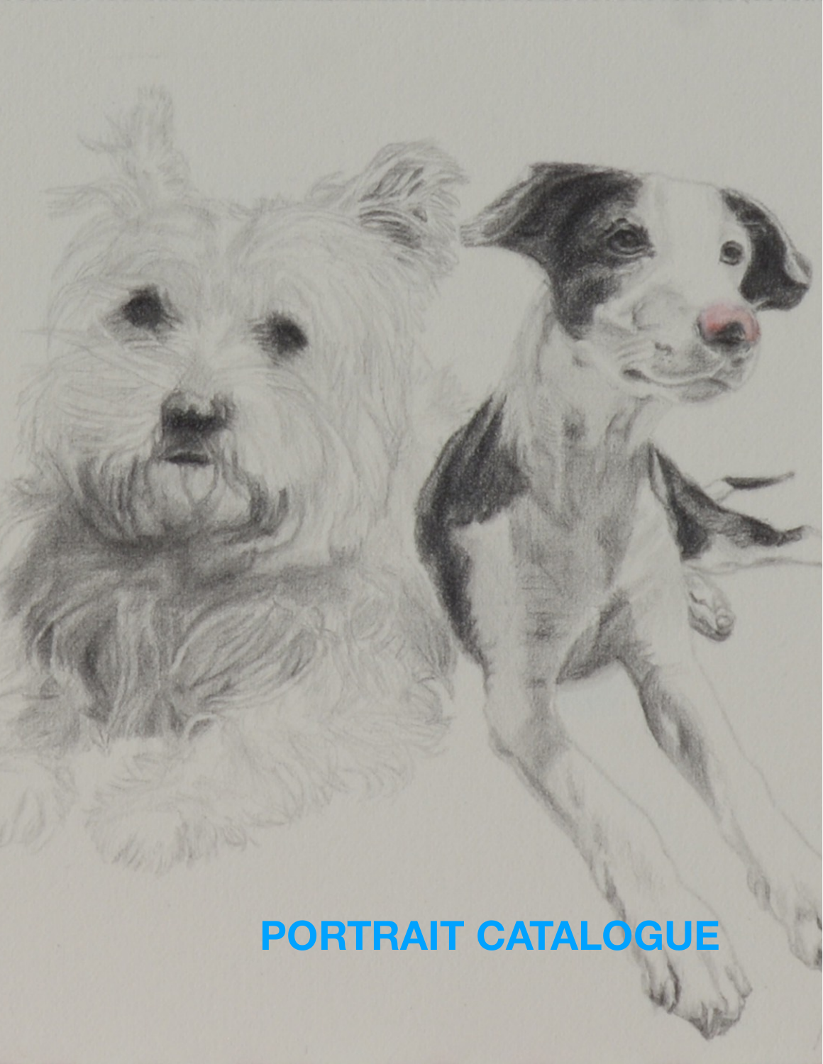# PORTRAIT CATALOGUE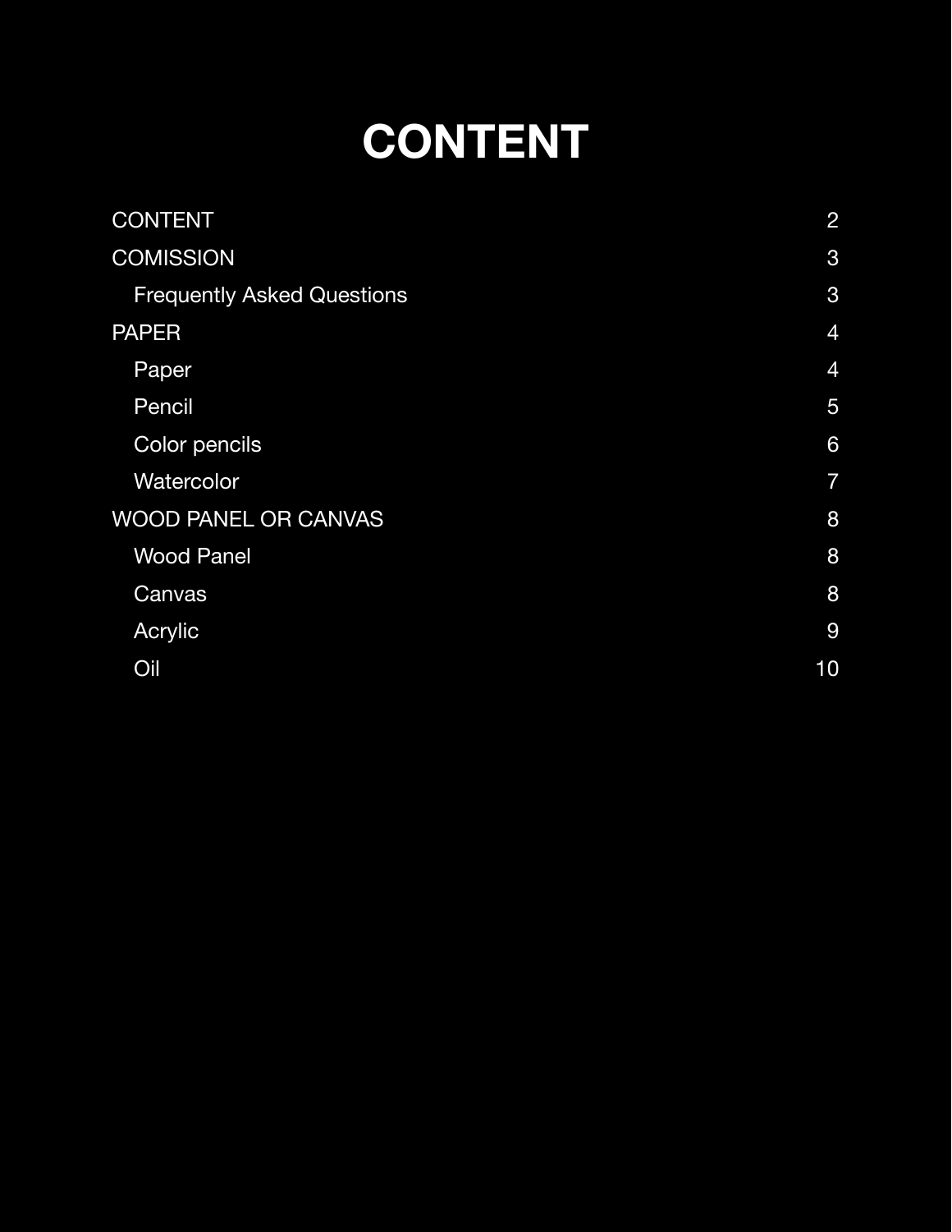# CONTENT

| | |
|---|---|
| CONTENT | 2 |
| COMISSION | 3 |
| &nbsp;&nbsp;&nbsp;Frequently Asked Questions | 3 |
| PAPER | 4 |
| &nbsp;&nbsp;&nbsp;Paper | 4 |
| &nbsp;&nbsp;&nbsp;Pencil | 5 |
| &nbsp;&nbsp;&nbsp;Color pencils | 6 |
| &nbsp;&nbsp;&nbsp;Watercolor | 7 |
| WOOD PANEL OR CANVAS | 8 |
| &nbsp;&nbsp;&nbsp;Wood Panel | 8 |
| &nbsp;&nbsp;&nbsp;Canvas | 8 |
| &nbsp;&nbsp;&nbsp;Acrylic | 9 |
| &nbsp;&nbsp;&nbsp;Oil | 10 |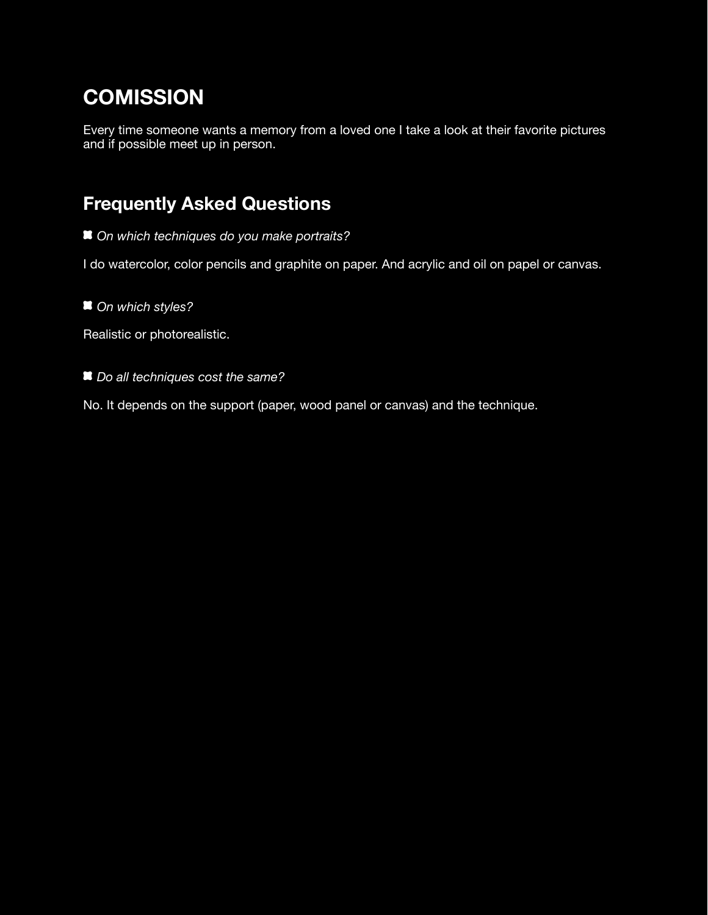## COMISSION

Every time someone wants a memory from a loved one I take a look at their favorite pictures and if possible meet up in person.

## Frequently Asked Questions

- *On which techniques do you make portraits?*

I do watercolor, color pencils and graphite on paper. And acrylic and oil on papel or canvas.

- *On which styles?*

Realistic or photorealistic.

- *Do all techniques cost the same?*

No. It depends on the support (paper, wood panel or canvas) and the technique.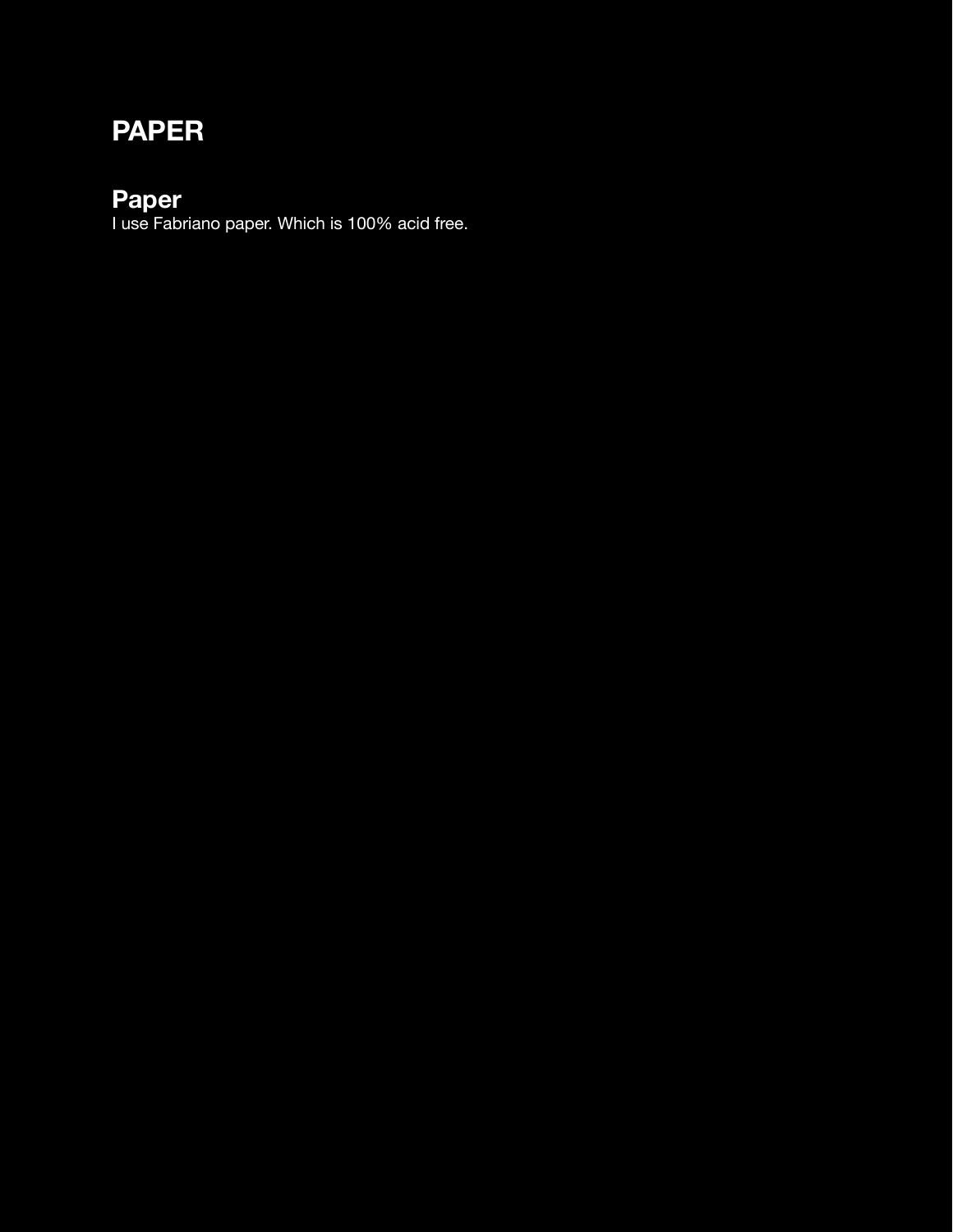# PAPER

## Paper

I use Fabriano paper. Which is 100% acid free.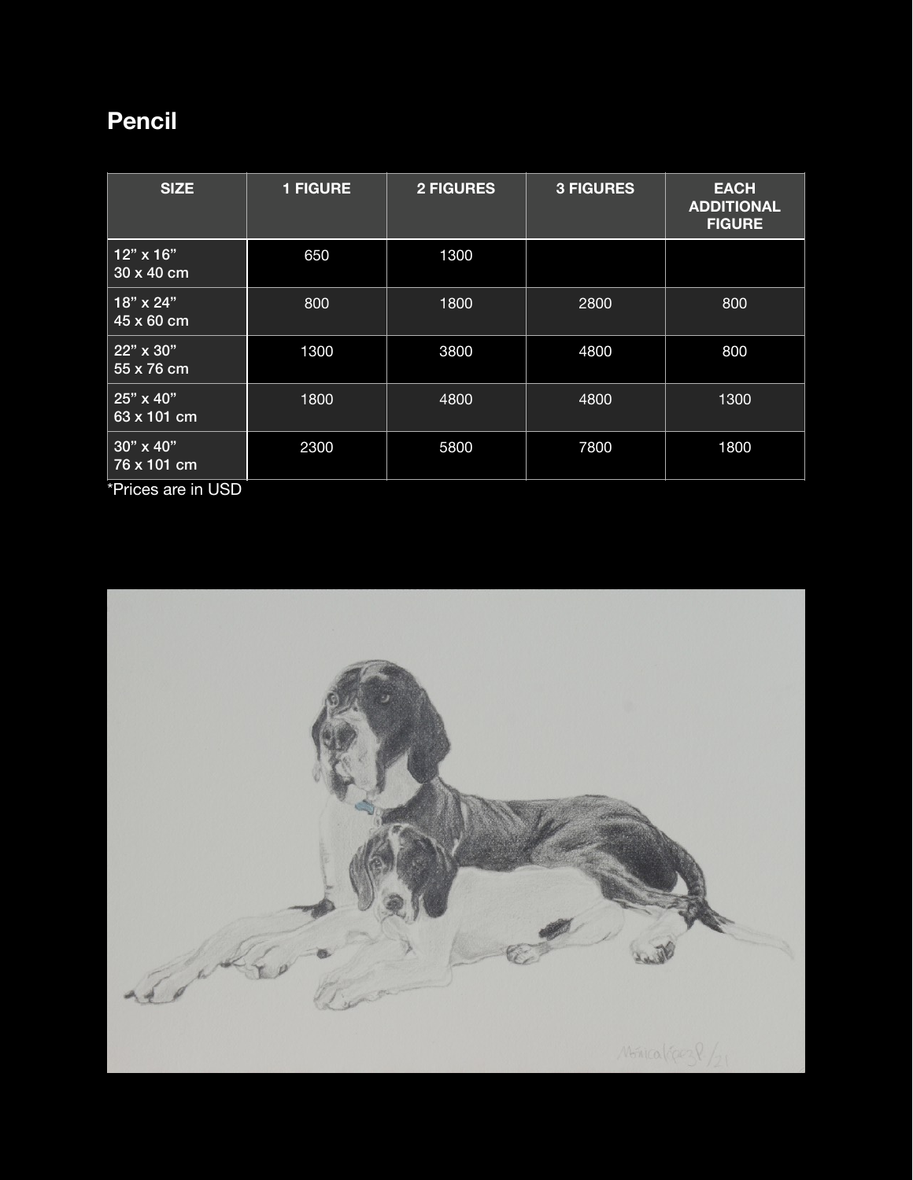## Pencil

| SIZE | 1 FIGURE | 2 FIGURES | 3 FIGURES | EACH ADDITIONAL FIGURE |
|---|---|---|---|---|
| 12" x 16"<br>30 x 40 cm | 650 | 1300 | | |
| 18" x 24"<br>45 x 60 cm | 800 | 1800 | 2800 | 800 |
| 22" x 30"<br>55 x 76 cm | 1300 | 3800 | 4800 | 800 |
| 25" x 40"<br>63 x 101 cm | 1800 | 4800 | 4800 | 1300 |
| 30" x 40"<br>76 x 101 cm | 2300 | 5800 | 7800 | 1800 |

*Prices are in USD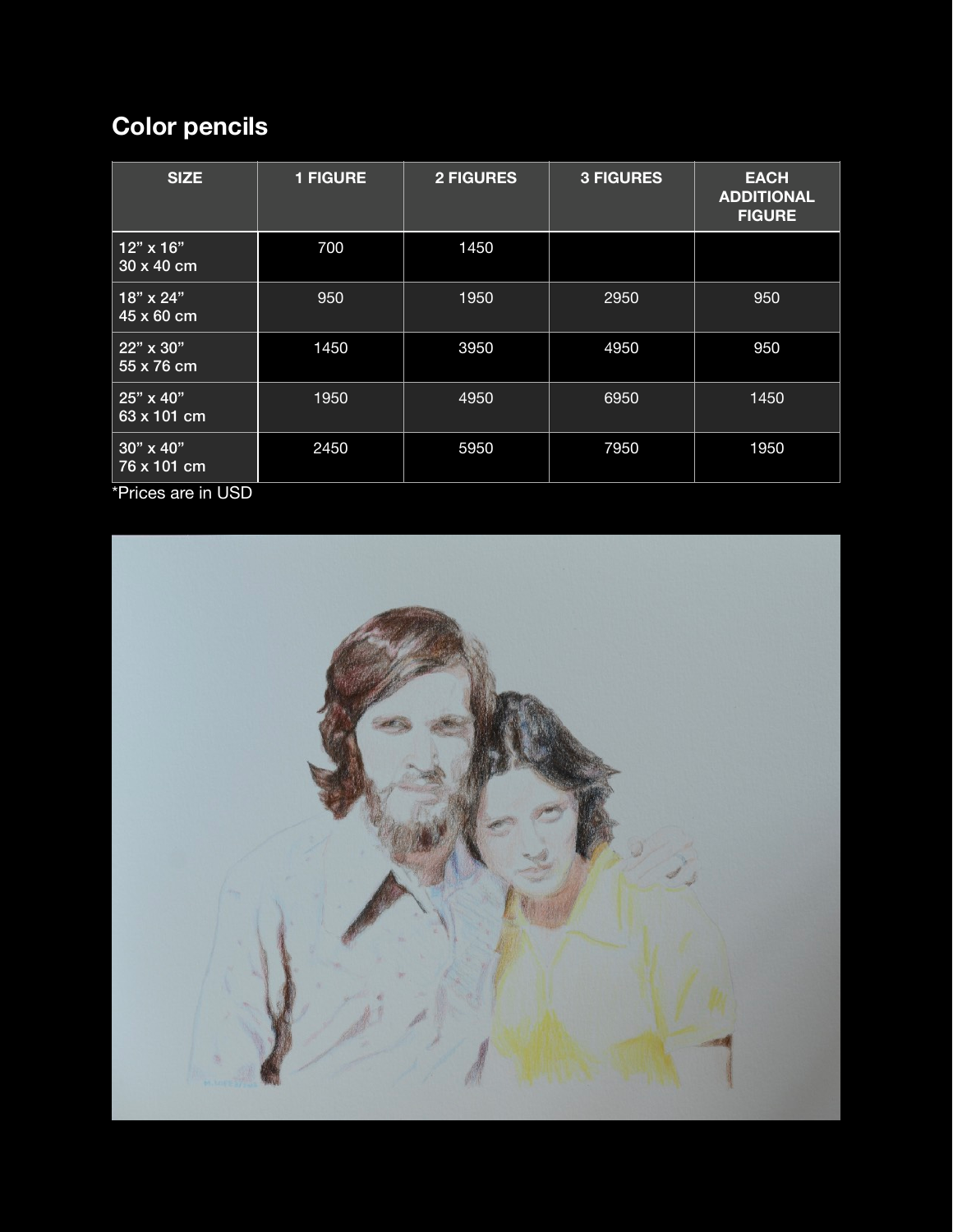## Color pencils

| SIZE | 1 FIGURE | 2 FIGURES | 3 FIGURES | EACH ADDITIONAL FIGURE |
|---|---|---|---|---|
| 12" x 16"<br>30 x 40 cm | 700 | 1450 | | |
| 18" x 24"<br>45 x 60 cm | 950 | 1950 | 2950 | 950 |
| 22" x 30"<br>55 x 76 cm | 1450 | 3950 | 4950 | 950 |
| 25" x 40"<br>63 x 101 cm | 1950 | 4950 | 6950 | 1450 |
| 30" x 40"<br>76 x 101 cm | 2450 | 5950 | 7950 | 1950 |

*Prices are in USD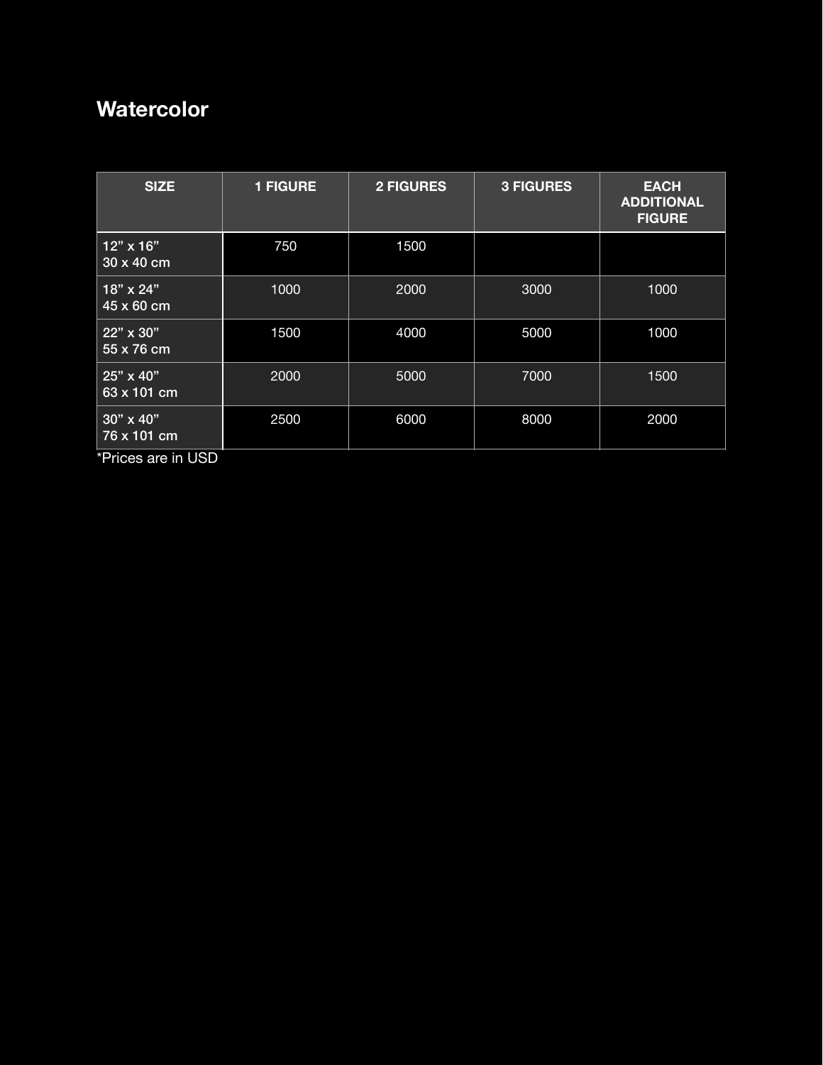# Watercolor

| SIZE | 1 FIGURE | 2 FIGURES | 3 FIGURES | EACH ADDITIONAL FIGURE |
|---|---|---|---|---|
| 12” x 16”<br>30 x 40 cm | 750 | 1500 | | |
| 18” x 24”<br>45 x 60 cm | 1000 | 2000 | 3000 | 1000 |
| 22” x 30”<br>55 x 76 cm | 1500 | 4000 | 5000 | 1000 |
| 25” x 40”<br>63 x 101 cm | 2000 | 5000 | 7000 | 1500 |
| 30” x 40”<br>76 x 101 cm | 2500 | 6000 | 8000 | 2000 |

*Prices are in USD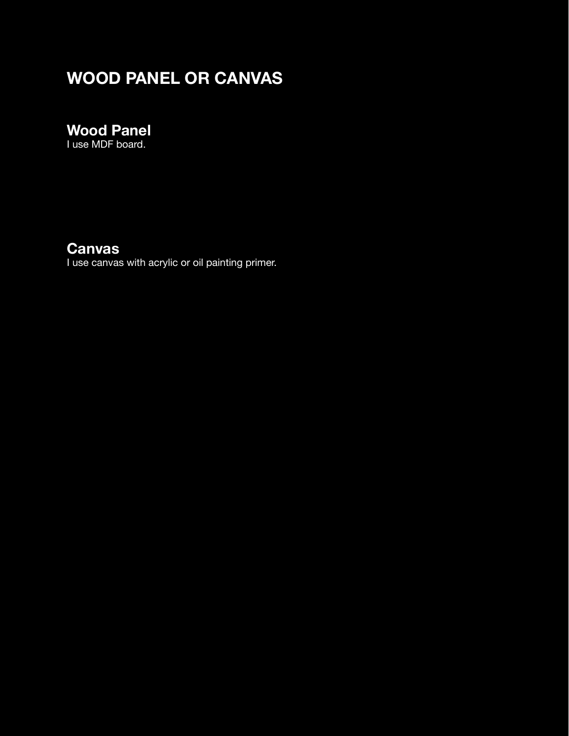# WOOD PANEL OR CANVAS

## Wood Panel

I use MDF board.

## Canvas

I use canvas with acrylic or oil painting primer.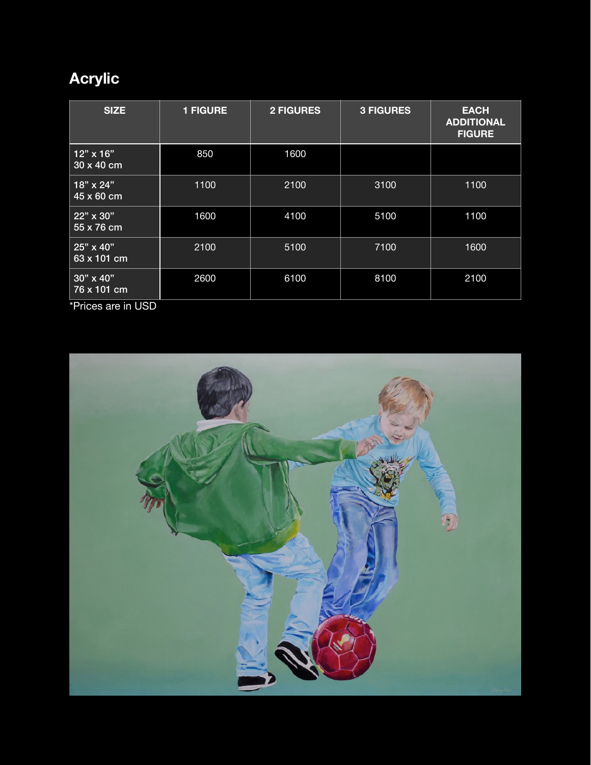## Acrylic

| SIZE | 1 FIGURE | 2 FIGURES | 3 FIGURES | EACH ADDITIONAL FIGURE |
|---|---|---|---|---|
| 12” x 16”<br>30 x 40 cm | 850 | 1600 | | |
| 18” x 24”<br>45 x 60 cm | 1100 | 2100 | 3100 | 1100 |
| 22” x 30”<br>55 x 76 cm | 1600 | 4100 | 5100 | 1100 |
| 25” x 40”<br>63 x 101 cm | 2100 | 5100 | 7100 | 1600 |
| 30” x 40”<br>76 x 101 cm | 2600 | 6100 | 8100 | 2100 |

*Prices are in USD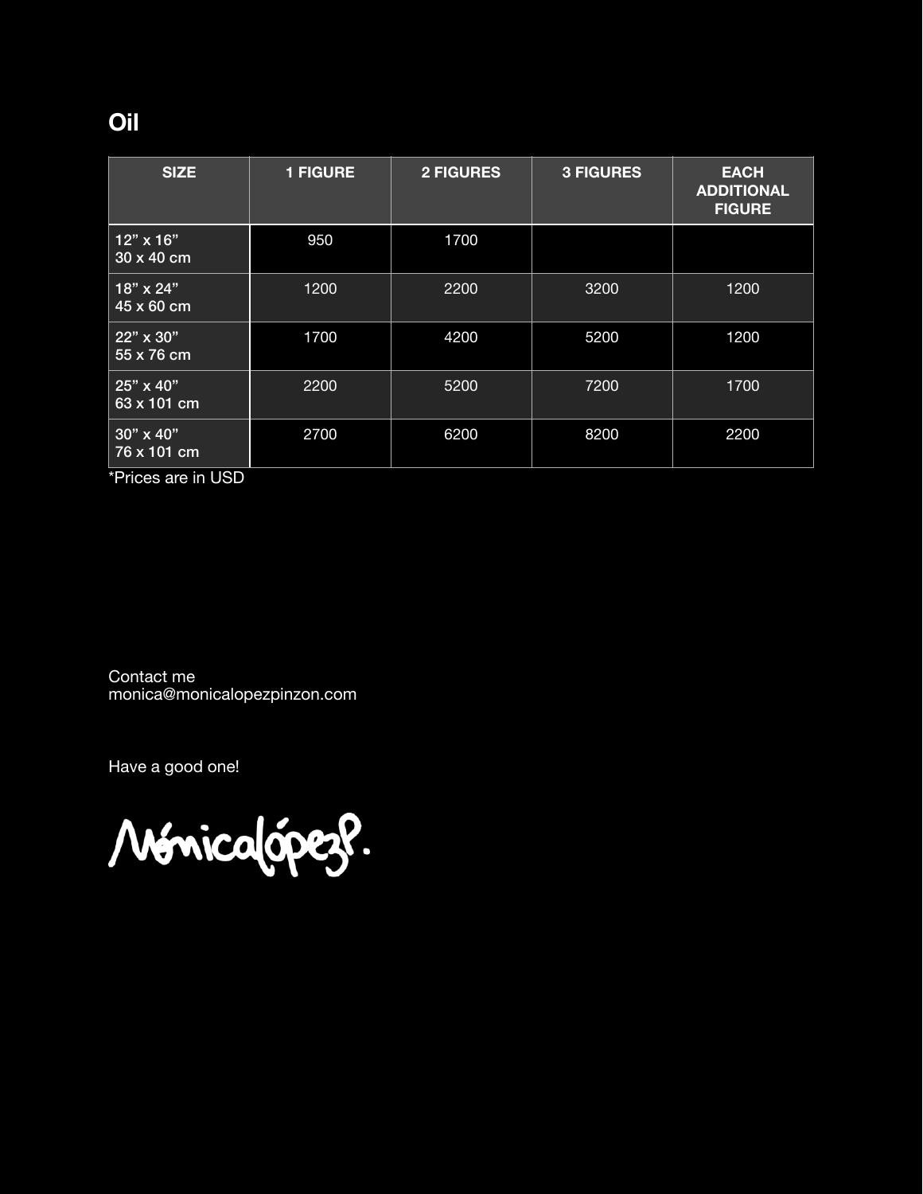## Oil

| SIZE | 1 FIGURE | 2 FIGURES | 3 FIGURES | EACH ADDITIONAL FIGURE |
|---|---|---|---|---|
| 12” x 16”<br>30 x 40 cm | 950 | 1700 | | |
| 18” x 24”<br>45 x 60 cm | 1200 | 2200 | 3200 | 1200 |
| 22” x 30”<br>55 x 76 cm | 1700 | 4200 | 5200 | 1200 |
| 25” x 40”<br>63 x 101 cm | 2200 | 5200 | 7200 | 1700 |
| 30” x 40”<br>76 x 101 cm | 2700 | 6200 | 8200 | 2200 |

*Prices are in USD

Contact me
monica@monicalopezpinzon.com

Have a good one!

MónicalópezP.